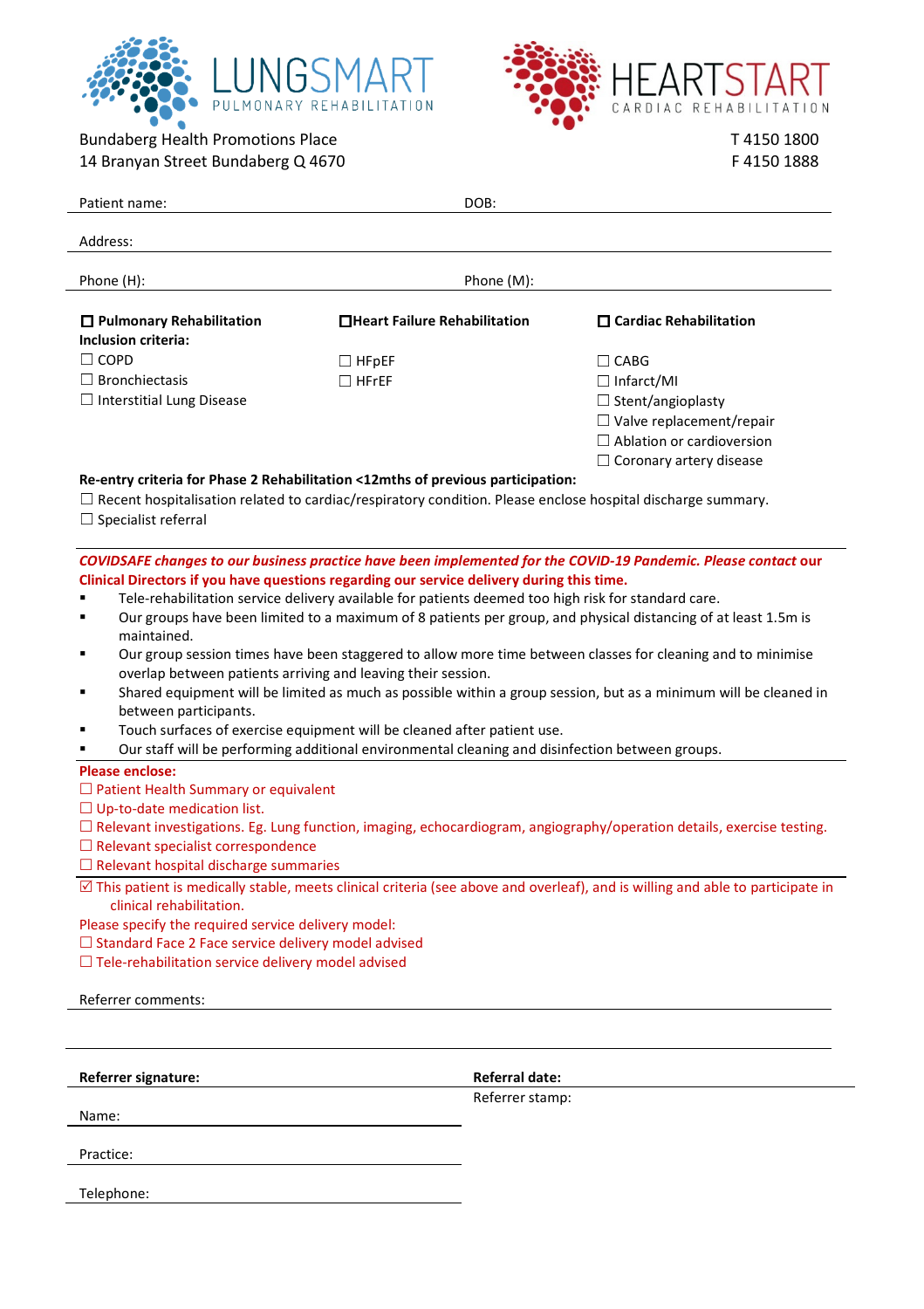**LUNGSMART** PULMONARY REHABILITATION

**HEARTSTART** CARDIAC REHABILITATION

Bundaberg Health Promotions Place
14 Branyan Street Bundaberg Q 4670

T 4150 1800
F 4150 1888

Patient name: DOB:

Address:

Phone (H): Phone (M):

**☐ Pulmonary Rehabilitation**
**Inclusion criteria:**
☐ COPD
☐ Bronchiectasis
☐ Interstitial Lung Disease

**☐ Heart Failure Rehabilitation**
☐ HFpEF
☐ HFrEF

**☐ Cardiac Rehabilitation**
☐ CABG
☐ Infarct/MI
☐ Stent/angioplasty
☐ Valve replacement/repair
☐ Ablation or cardioversion
☐ Coronary artery disease

**Re-entry criteria for Phase 2 Rehabilitation <12mths of previous participation:**
☐ Recent hospitalisation related to cardiac/respiratory condition. Please enclose hospital discharge summary.
☐ Specialist referral

***COVIDSAFE changes to our business practice have been implemented for the COVID-19 Pandemic. Please contact*** **our Clinical Directors if you have questions regarding our service delivery during this time.**

- Tele-rehabilitation service delivery available for patients deemed too high risk for standard care.
- Our groups have been limited to a maximum of 8 patients per group, and physical distancing of at least 1.5m is maintained.
- Our group session times have been staggered to allow more time between classes for cleaning and to minimise overlap between patients arriving and leaving their session.
- Shared equipment will be limited as much as possible within a group session, but as a minimum will be cleaned in between participants.
- Touch surfaces of exercise equipment will be cleaned after patient use.
- Our staff will be performing additional environmental cleaning and disinfection between groups.

**Please enclose:**
☐ Patient Health Summary or equivalent
☐ Up-to-date medication list.
☐ Relevant investigations. Eg. Lung function, imaging, echocardiogram, angiography/operation details, exercise testing.
☐ Relevant specialist correspondence
☐ Relevant hospital discharge summaries

☑ This patient is medically stable, meets clinical criteria (see above and overleaf), and is willing and able to participate in clinical rehabilitation.

Please specify the required service delivery model:
☐ Standard Face 2 Face service delivery model advised
☐ Tele-rehabilitation service delivery model advised

Referrer comments:

**Referrer signature:** **Referral date:**

Name: Referrer stamp:

Practice:

Telephone: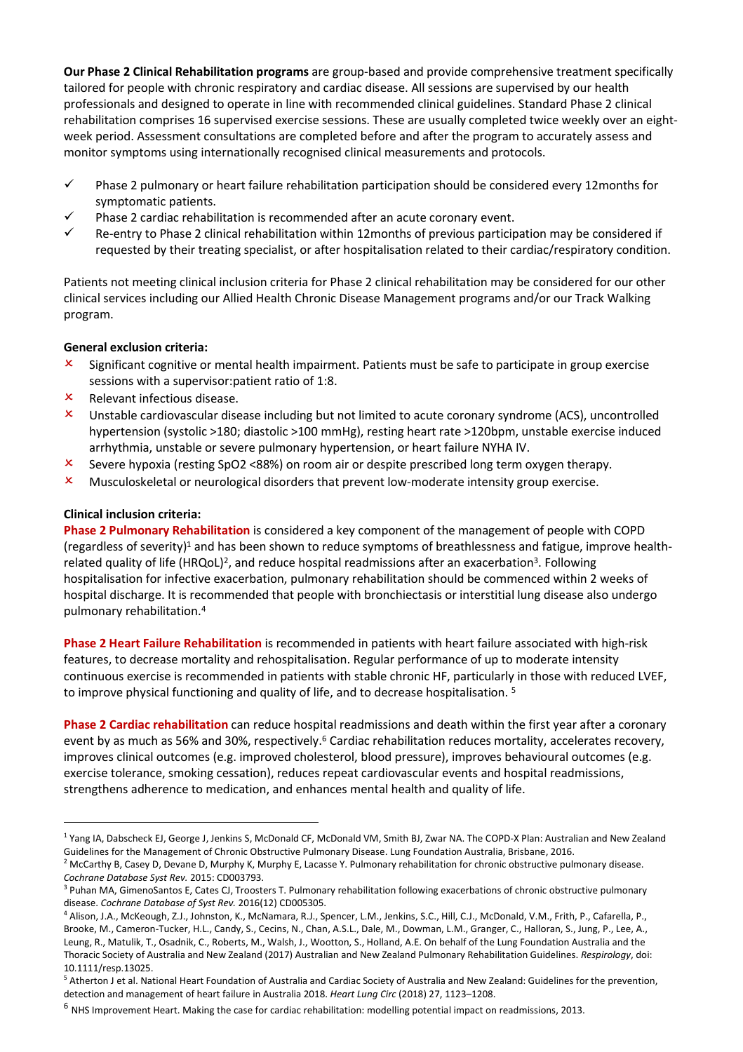**Our Phase 2 Clinical Rehabilitation programs** are group-based and provide comprehensive treatment specifically tailored for people with chronic respiratory and cardiac disease. All sessions are supervised by our health professionals and designed to operate in line with recommended clinical guidelines. Standard Phase 2 clinical rehabilitation comprises 16 supervised exercise sessions. These are usually completed twice weekly over an eight-week period. Assessment consultations are completed before and after the program to accurately assess and monitor symptoms using internationally recognised clinical measurements and protocols.

- ✓ Phase 2 pulmonary or heart failure rehabilitation participation should be considered every 12months for symptomatic patients.
- ✓ Phase 2 cardiac rehabilitation is recommended after an acute coronary event.
- ✓ Re-entry to Phase 2 clinical rehabilitation within 12months of previous participation may be considered if requested by their treating specialist, or after hospitalisation related to their cardiac/respiratory condition.

Patients not meeting clinical inclusion criteria for Phase 2 clinical rehabilitation may be considered for our other clinical services including our Allied Health Chronic Disease Management programs and/or our Track Walking program.

**General exclusion criteria:**

- ✗ Significant cognitive or mental health impairment. Patients must be safe to participate in group exercise sessions with a supervisor:patient ratio of 1:8.
- ✗ Relevant infectious disease.
- ✗ Unstable cardiovascular disease including but not limited to acute coronary syndrome (ACS), uncontrolled hypertension (systolic >180; diastolic >100 mmHg), resting heart rate >120bpm, unstable exercise induced arrhythmia, unstable or severe pulmonary hypertension, or heart failure NYHA IV.
- ✗ Severe hypoxia (resting $SpO_2$ <88%) on room air or despite prescribed long term oxygen therapy.
- ✗ Musculoskeletal or neurological disorders that prevent low-moderate intensity group exercise.

**Clinical inclusion criteria:**

**Phase 2 Pulmonary Rehabilitation** is considered a key component of the management of people with COPD (regardless of severity)[1] and has been shown to reduce symptoms of breathlessness and fatigue, improve health-related quality of life (HRQoL)[2], and reduce hospital readmissions after an exacerbation[3]. Following hospitalisation for infective exacerbation, pulmonary rehabilitation should be commenced within 2 weeks of hospital discharge. It is recommended that people with bronchiectasis or interstitial lung disease also undergo pulmonary rehabilitation.[4]

**Phase 2 Heart Failure Rehabilitation** is recommended in patients with heart failure associated with high-risk features, to decrease mortality and rehospitalisation. Regular performance of up to moderate intensity continuous exercise is recommended in patients with stable chronic HF, particularly in those with reduced LVEF, to improve physical functioning and quality of life, and to decrease hospitalisation. [5]

**Phase 2 Cardiac rehabilitation** can reduce hospital readmissions and death within the first year after a coronary event by as much as 56% and 30%, respectively.[6] Cardiac rehabilitation reduces mortality, accelerates recovery, improves clinical outcomes (e.g. improved cholesterol, blood pressure), improves behavioural outcomes (e.g. exercise tolerance, smoking cessation), reduces repeat cardiovascular events and hospital readmissions, strengthens adherence to medication, and enhances mental health and quality of life.

---

[1] Yang IA, Dabscheck EJ, George J, Jenkins S, McDonald CF, McDonald VM, Smith BJ, Zwar NA. The COPD-X Plan: Australian and New Zealand Guidelines for the Management of Chronic Obstructive Pulmonary Disease. Lung Foundation Australia, Brisbane, 2016.

[2] McCarthy B, Casey D, Devane D, Murphy K, Murphy E, Lacasse Y. Pulmonary rehabilitation for chronic obstructive pulmonary disease. *Cochrane Database Syst Rev.* 2015: CD003793.

[3] Puhan MA, GimenoSantos E, Cates CJ, Troosters T. Pulmonary rehabilitation following exacerbations of chronic obstructive pulmonary disease. *Cochrane Database of Syst Rev.* 2016(12) CD005305.

[4] Alison, J.A., McKeough, Z.J., Johnston, K., McNamara, R.J., Spencer, L.M., Jenkins, S.C., Hill, C.J., McDonald, V.M., Frith, P., Cafarella, P., Brooke, M., Cameron-Tucker, H.L., Candy, S., Cecins, N., Chan, A.S.L., Dale, M., Dowman, L.M., Granger, C., Halloran, S., Jung, P., Lee, A., Leung, R., Matulik, T., Osadnik, C., Roberts, M., Walsh, J., Wootton, S., Holland, A.E. On behalf of the Lung Foundation Australia and the Thoracic Society of Australia and New Zealand (2017) Australian and New Zealand Pulmonary Rehabilitation Guidelines. *Respirology*, doi: 10.1111/resp.13025.

[5] Atherton J et al. National Heart Foundation of Australia and Cardiac Society of Australia and New Zealand: Guidelines for the prevention, detection and management of heart failure in Australia 2018. *Heart Lung Circ* (2018) 27, 1123–1208.

[6] NHS Improvement Heart. Making the case for cardiac rehabilitation: modelling potential impact on readmissions, 2013.